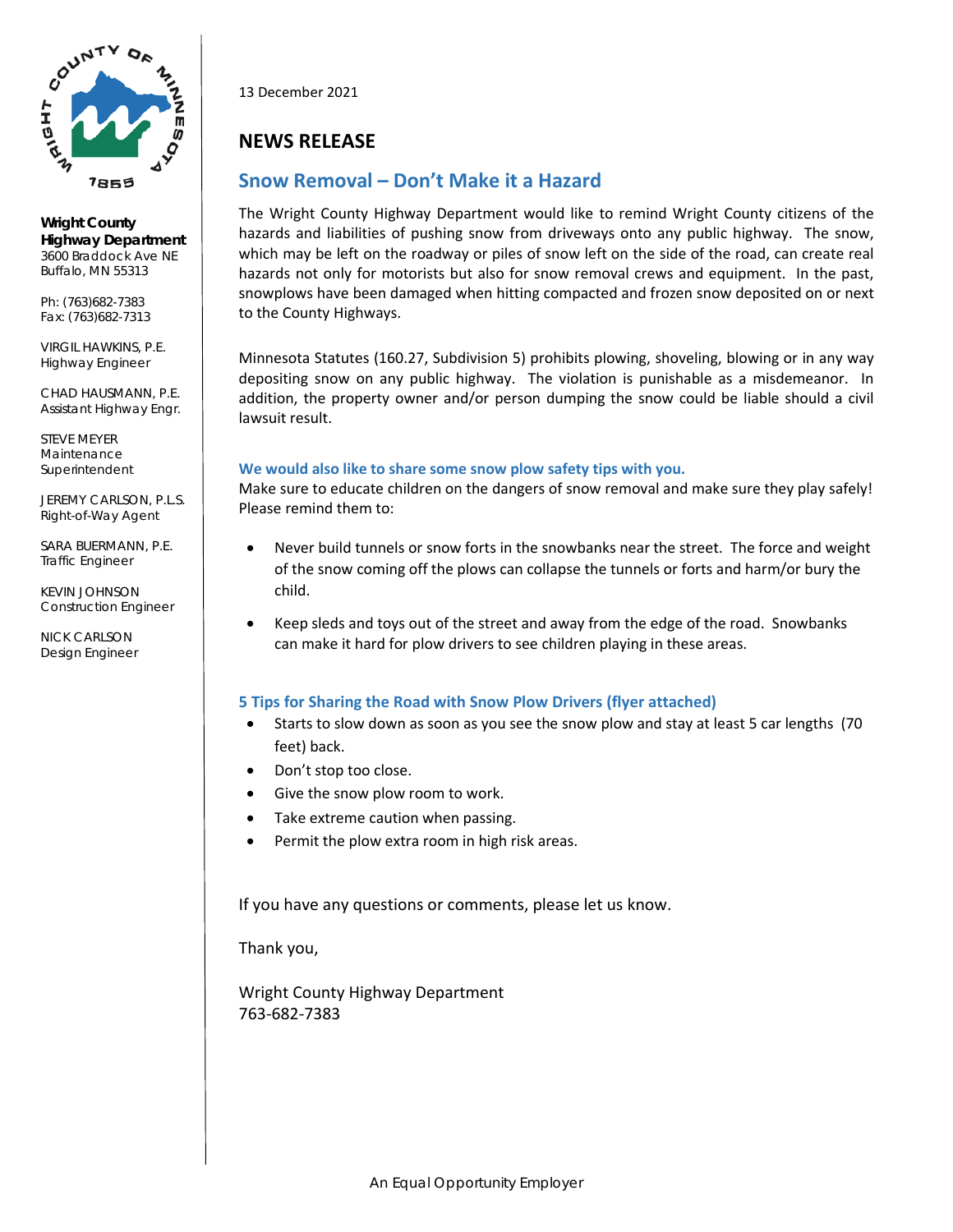**Wright County Highway Department**
3600 Braddock Ave NE
Buffalo, MN 55313

Ph: (763)682-7383
Fax: (763)682-7313

VIRGIL HAWKINS, P.E.
Highway Engineer

CHAD HAUSMANN, P.E.
Assistant Highway Engr.

STEVE MEYER
Maintenance Superintendent

JEREMY CARLSON, P.L.S.
Right-of-Way Agent

SARA BUERMANN, P.E.
Traffic Engineer

KEVIN JOHNSON
Construction Engineer

NICK CARLSON
Design Engineer

13 December 2021

# NEWS RELEASE

## Snow Removal – Don't Make it a Hazard

The Wright County Highway Department would like to remind Wright County citizens of the hazards and liabilities of pushing snow from driveways onto any public highway. The snow, which may be left on the roadway or piles of snow left on the side of the road, can create real hazards not only for motorists but also for snow removal crews and equipment. In the past, snowplows have been damaged when hitting compacted and frozen snow deposited on or next to the County Highways.

Minnesota Statutes (160.27, Subdivision 5) prohibits plowing, shoveling, blowing or in any way depositing snow on any public highway. The violation is punishable as a misdemeanor. In addition, the property owner and/or person dumping the snow could be liable should a civil lawsuit result.

### We would also like to share some snow plow safety tips with you.

Make sure to educate children on the dangers of snow removal and make sure they play safely! Please remind them to:

- Never build tunnels or snow forts in the snowbanks near the street. The force and weight of the snow coming off the plows can collapse the tunnels or forts and harm/or bury the child.
- Keep sleds and toys out of the street and away from the edge of the road. Snowbanks can make it hard for plow drivers to see children playing in these areas.

### 5 Tips for Sharing the Road with Snow Plow Drivers (flyer attached)

- Starts to slow down as soon as you see the snow plow and stay at least 5 car lengths (70 feet) back.
- Don't stop too close.
- Give the snow plow room to work.
- Take extreme caution when passing.
- Permit the plow extra room in high risk areas.

If you have any questions or comments, please let us know.

Thank you,

Wright County Highway Department
763-682-7383

An Equal Opportunity Employer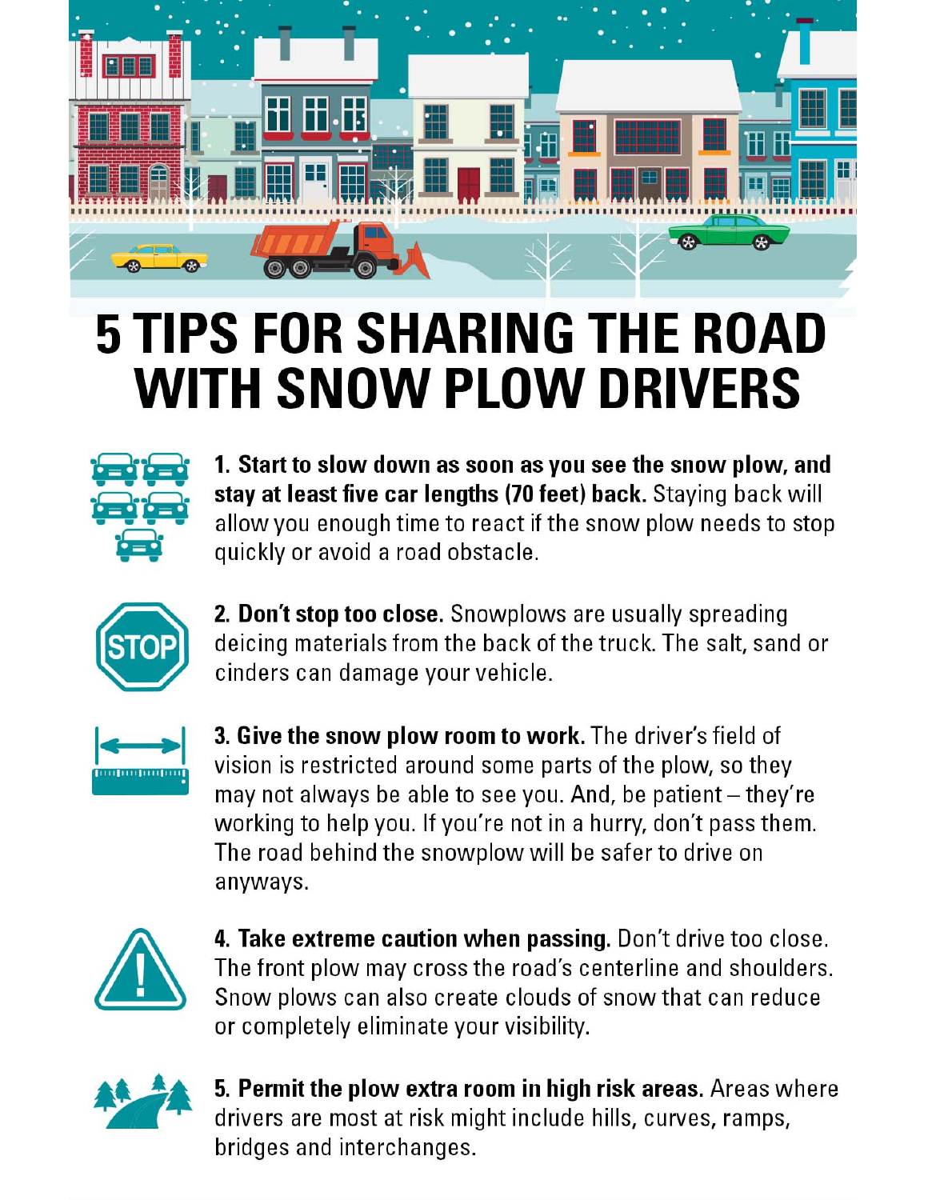# 5 TIPS FOR SHARING THE ROAD WITH SNOW PLOW DRIVERS

1. **Start to slow down as soon as you see the snow plow, and stay at least five car lengths (70 feet) back.** Staying back will allow you enough time to react if the snow plow needs to stop quickly or avoid a road obstacle.

2. **Don't stop too close.** Snowplows are usually spreading deicing materials from the back of the truck. The salt, sand or cinders can damage your vehicle.

3. **Give the snow plow room to work.** The driver's field of vision is restricted around some parts of the plow, so they may not always be able to see you. And, be patient – they're working to help you. If you're not in a hurry, don't pass them. The road behind the snowplow will be safer to drive on anyways.

4. **Take extreme caution when passing.** Don't drive too close. The front plow may cross the road's centerline and shoulders. Snow plows can also create clouds of snow that can reduce or completely eliminate your visibility.

5. **Permit the plow extra room in high risk areas.** Areas where drivers are most at risk might include hills, curves, ramps, bridges and interchanges.